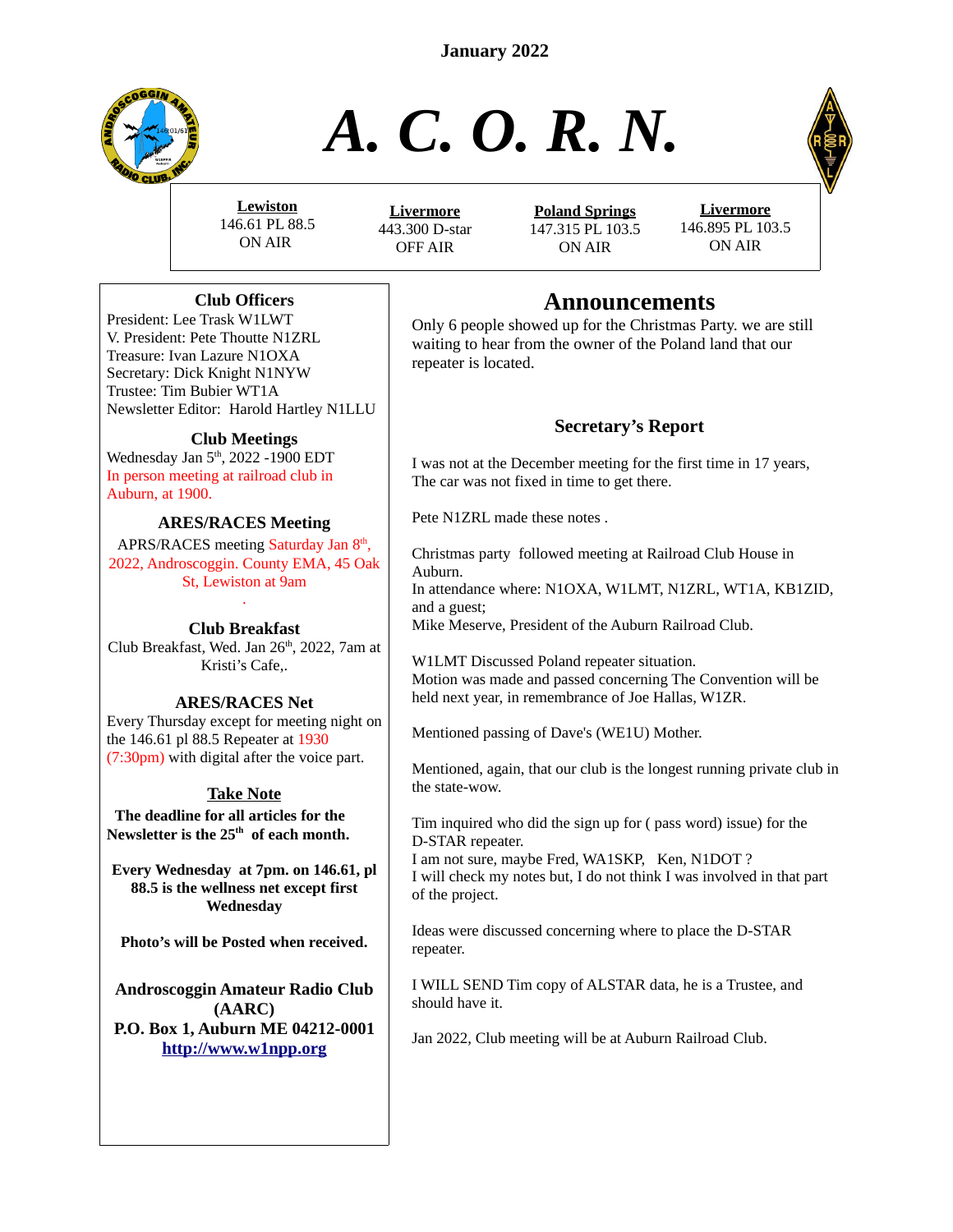January 2022

# A. C. O. R. N.

| Lewiston | Livermore | Poland Springs | Livermore |
|---|---|---|---|
| 146.61 PL 88.5 | 443.300 D-star | 147.315 PL 103.5 | 146.895 PL 103.5 |
| ON AIR | OFF AIR | ON AIR | ON AIR |

### Club Officers

President: Lee Trask W1LWT
V. President: Pete Thoutte N1ZRL
Treasurer: Ivan Lazure N1OXA
Secretary: Dick Knight N1NYW
Trustee: Tim Bubier WT1A
Newsletter Editor: Harold Hartley N1LLU

### Club Meetings

Wednesday Jan 5th, 2022 -1900 EDT
In person meeting at railroad club in Auburn, at 1900.

### ARES/RACES Meeting

APRS/RACES meeting Saturday Jan 8th, 2022, Androscoggin. County EMA, 45 Oak St, Lewiston at 9am

.

### Club Breakfast

Club Breakfast, Wed. Jan 26th, 2022, 7am at Kristi's Cafe,.

### ARES/RACES Net

Every Thursday except for meeting night on the 146.61 pl 88.5 Repeater at 1930 (7:30pm) with digital after the voice part.

### Take Note

**The deadline for all articles for the Newsletter is the 25th of each month.**

**Every Wednesday at 7pm. on 146.61, pl 88.5 is the wellness net except first Wednesday**

**Photo's will be Posted when received.**

**Androscoggin Amateur Radio Club (AARC)**
**P.O. Box 1, Auburn ME 04212-0001**
**http://www.w1npp.org**

## Announcements

Only 6 people showed up for the Christmas Party. we are still waiting to hear from the owner of the Poland land that our repeater is located.

### Secretary's Report

I was not at the December meeting for the first time in 17 years, The car was not fixed in time to get there.

Pete N1ZRL made these notes .

Christmas party followed meeting at Railroad Club House in Auburn.
In attendance where: N1OXA, W1LMT, N1ZRL, WT1A, KB1ZID, and a guest;
Mike Meserve, President of the Auburn Railroad Club.

W1LMT Discussed Poland repeater situation.
Motion was made and passed concerning The Convention will be held next year, in remembrance of Joe Hallas, W1ZR.

Mentioned passing of Dave's (WE1U) Mother.

Mentioned, again, that our club is the longest running private club in the state-wow.

Tim inquired who did the sign up for ( pass word) issue) for the D-STAR repeater.
I am not sure, maybe Fred, WA1SKP, Ken, N1DOT ?
I will check my notes but, I do not think I was involved in that part of the project.

Ideas were discussed concerning where to place the D-STAR repeater.

I WILL SEND Tim copy of ALSTAR data, he is a Trustee, and should have it.

Jan 2022, Club meeting will be at Auburn Railroad Club.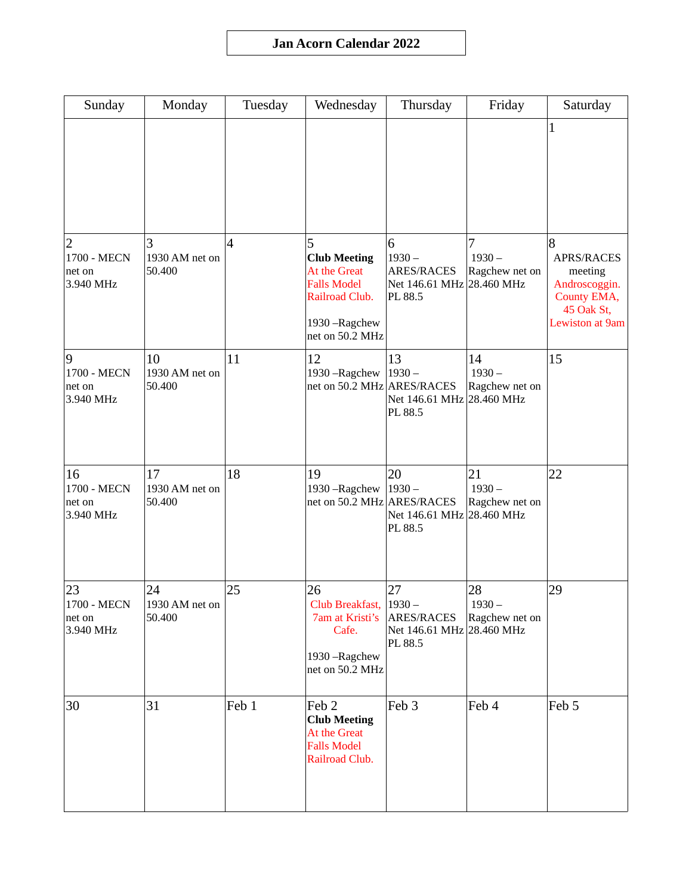# Jan Acorn Calendar 2022

| Sunday | Monday | Tuesday | Wednesday | Thursday | Friday | Saturday |
|---|---|---|---|---|---|---|
| | | | | | | 1 |
| 2<br>1700 - MECN net on 3.940 MHz | 3<br>1930 AM net on 50.400 | 4 | 5<br>**Club Meeting**<br>At the Great Falls Model Railroad Club.<br><br>1930 –Ragchew net on 50.2 MHz | 6<br>1930 – ARES/RACES Net 146.61 MHz PL 88.5 | 7<br>1930 – Ragchew net on 28.460 MHz | 8<br>APRS/RACES meeting<br>Androscoggin. County EMA, 45 Oak St, Lewiston at 9am |
| 9<br>1700 - MECN net on 3.940 MHz | 10<br>1930 AM net on 50.400 | 11 | 12<br>1930 –Ragchew net on 50.2 MHz | 13<br>1930 – ARES/RACES Net 146.61 MHz PL 88.5 | 14<br>1930 – Ragchew net on 28.460 MHz | 15 |
| 16<br>1700 - MECN net on 3.940 MHz | 17<br>1930 AM net on 50.400 | 18 | 19<br>1930 –Ragchew net on 50.2 MHz | 20<br>1930 – ARES/RACES Net 146.61 MHz PL 88.5 | 21<br>1930 – Ragchew net on 28.460 MHz | 22 |
| 23<br>1700 - MECN net on 3.940 MHz | 24<br>1930 AM net on 50.400 | 25 | 26<br>Club Breakfast, 7am at Kristi's Cafe.<br><br>1930 –Ragchew net on 50.2 MHz | 27<br>1930 – ARES/RACES Net 146.61 MHz PL 88.5 | 28<br>1930 – Ragchew net on 28.460 MHz | 29 |
| 30 | 31 | Feb 1 | Feb 2<br>**Club Meeting**<br>At the Great Falls Model Railroad Club. | Feb 3 | Feb 4 | Feb 5 |